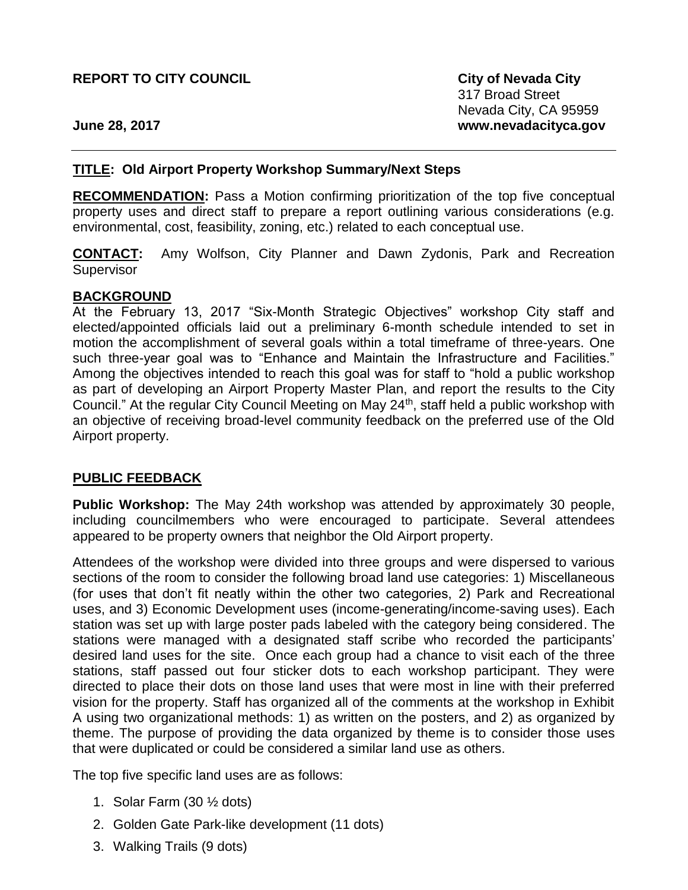**REPORT TO CITY COUNCIL**

**City of Nevada City**
317 Broad Street
Nevada City, CA 95959
**www.nevadacityca.gov**

**June 28, 2017**

---

**TITLE: Old Airport Property Workshop Summary/Next Steps**

**RECOMMENDATION:** Pass a Motion confirming prioritization of the top five conceptual property uses and direct staff to prepare a report outlining various considerations (e.g. environmental, cost, feasibility, zoning, etc.) related to each conceptual use.

**CONTACT:** Amy Wolfson, City Planner and Dawn Zydonis, Park and Recreation Supervisor

## BACKGROUND

At the February 13, 2017 "Six-Month Strategic Objectives" workshop City staff and elected/appointed officials laid out a preliminary 6-month schedule intended to set in motion the accomplishment of several goals within a total timeframe of three-years. One such three-year goal was to "Enhance and Maintain the Infrastructure and Facilities." Among the objectives intended to reach this goal was for staff to "hold a public workshop as part of developing an Airport Property Master Plan, and report the results to the City Council." At the regular City Council Meeting on May 24th, staff held a public workshop with an objective of receiving broad-level community feedback on the preferred use of the Old Airport property.

## PUBLIC FEEDBACK

**Public Workshop:** The May 24th workshop was attended by approximately 30 people, including councilmembers who were encouraged to participate. Several attendees appeared to be property owners that neighbor the Old Airport property.

Attendees of the workshop were divided into three groups and were dispersed to various sections of the room to consider the following broad land use categories: 1) Miscellaneous (for uses that don't fit neatly within the other two categories, 2) Park and Recreational uses, and 3) Economic Development uses (income-generating/income-saving uses). Each station was set up with large poster pads labeled with the category being considered. The stations were managed with a designated staff scribe who recorded the participants' desired land uses for the site. Once each group had a chance to visit each of the three stations, staff passed out four sticker dots to each workshop participant. They were directed to place their dots on those land uses that were most in line with their preferred vision for the property. Staff has organized all of the comments at the workshop in Exhibit A using two organizational methods: 1) as written on the posters, and 2) as organized by theme. The purpose of providing the data organized by theme is to consider those uses that were duplicated or could be considered a similar land use as others.

The top five specific land uses are as follows:

1. Solar Farm (30 ½ dots)
2. Golden Gate Park-like development (11 dots)
3. Walking Trails (9 dots)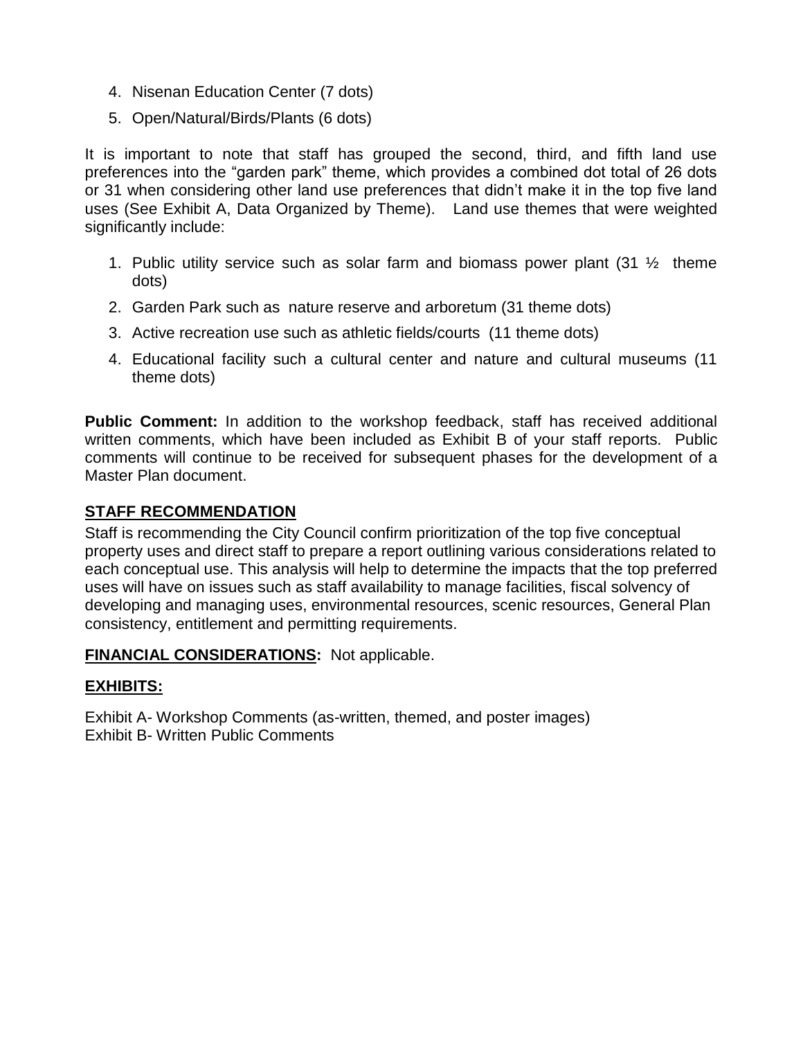4. Nisenan Education Center (7 dots)
5. Open/Natural/Birds/Plants (6 dots)

It is important to note that staff has grouped the second, third, and fifth land use preferences into the "garden park" theme, which provides a combined dot total of 26 dots or 31 when considering other land use preferences that didn't make it in the top five land uses (See Exhibit A, Data Organized by Theme). Land use themes that were weighted significantly include:

1. Public utility service such as solar farm and biomass power plant (31 ½ theme dots)
2. Garden Park such as nature reserve and arboretum (31 theme dots)
3. Active recreation use such as athletic fields/courts (11 theme dots)
4. Educational facility such a cultural center and nature and cultural museums (11 theme dots)

**Public Comment:** In addition to the workshop feedback, staff has received additional written comments, which have been included as Exhibit B of your staff reports. Public comments will continue to be received for subsequent phases for the development of a Master Plan document.

## STAFF RECOMMENDATION

Staff is recommending the City Council confirm prioritization of the top five conceptual property uses and direct staff to prepare a report outlining various considerations related to each conceptual use. This analysis will help to determine the impacts that the top preferred uses will have on issues such as staff availability to manage facilities, fiscal solvency of developing and managing uses, environmental resources, scenic resources, General Plan consistency, entitlement and permitting requirements.

**FINANCIAL CONSIDERATIONS:** Not applicable.

## EXHIBITS:

Exhibit A- Workshop Comments (as-written, themed, and poster images)
Exhibit B- Written Public Comments